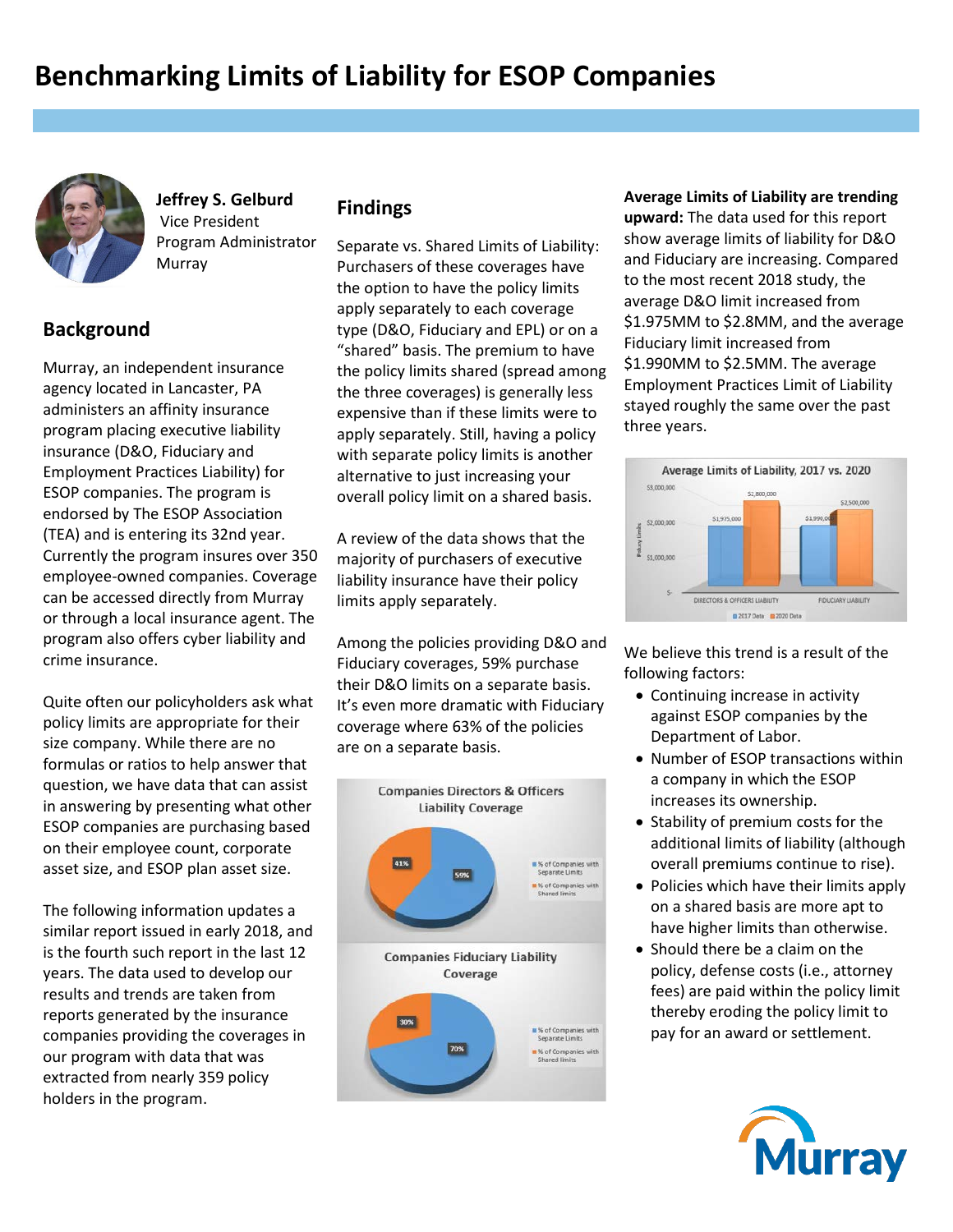# Benchmarking Limits of Liability for ESOP Companies

**Jeffrey S. Gelburd**
Vice President
Program Administrator
Murray

## Background

Murray, an independent insurance agency located in Lancaster, PA administers an affinity insurance program placing executive liability insurance (D&O, Fiduciary and Employment Practices Liability) for ESOP companies. The program is endorsed by The ESOP Association (TEA) and is entering its 32nd year. Currently the program insures over 350 employee-owned companies. Coverage can be accessed directly from Murray or through a local insurance agent. The program also offers cyber liability and crime insurance.

Quite often our policyholders ask what policy limits are appropriate for their size company. While there are no formulas or ratios to help answer that question, we have data that can assist in answering by presenting what other ESOP companies are purchasing based on their employee count, corporate asset size, and ESOP plan asset size.

The following information updates a similar report issued in early 2018, and is the fourth such report in the last 12 years. The data used to develop our results and trends are taken from reports generated by the insurance companies providing the coverages in our program with data that was extracted from nearly 359 policy holders in the program.

## Findings

Separate vs. Shared Limits of Liability: Purchasers of these coverages have the option to have the policy limits apply separately to each coverage type (D&O, Fiduciary and EPL) or on a "shared" basis. The premium to have the policy limits shared (spread among the three coverages) is generally less expensive than if these limits were to apply separately. Still, having a policy with separate policy limits is another alternative to just increasing your overall policy limit on a shared basis.

A review of the data shows that the majority of purchasers of executive liability insurance have their policy limits apply separately.

Among the policies providing D&O and Fiduciary coverages, 59% purchase their D&O limits on a separate basis. It's even more dramatic with Fiduciary coverage where 63% of the policies are on a separate basis.

Companies Directors & Officers Liability Coverage

| | % |
|---|---|
| % of Companies with Separate Limits | 59% |
| % of Companies with Shared limits | 41% |

Companies Fiduciary Liability Coverage

| | % |
|---|---|
| % of Companies with Separate Limits | 70% |
| % of Companies with Shared limits | 30% |

**Average Limits of Liability are trending upward:** The data used for this report show average limits of liability for D&O and Fiduciary are increasing. Compared to the most recent 2018 study, the average D&O limit increased from \$1.975MM to \$2.8MM, and the average Fiduciary limit increased from \$1.990MM to \$2.5MM. The average Employment Practices Limit of Liability stayed roughly the same over the past three years.

Average Limits of Liability, 2017 vs. 2020

| | 2017 Data | 2020 Data |
|---|---|---|
| DIRECTORS & OFFICERS LIABILITY | \$1,975,000 | \$2,800,000 |
| FIDUCIARY LIABILITY | \$1,990,000 | \$2,500,000 |

We believe this trend is a result of the following factors:

- Continuing increase in activity against ESOP companies by the Department of Labor.
- Number of ESOP transactions within a company in which the ESOP increases its ownership.
- Stability of premium costs for the additional limits of liability (although overall premiums continue to rise).
- Policies which have their limits apply on a shared basis are more apt to have higher limits than otherwise.
- Should there be a claim on the policy, defense costs (i.e., attorney fees) are paid within the policy limit thereby eroding the policy limit to pay for an award or settlement.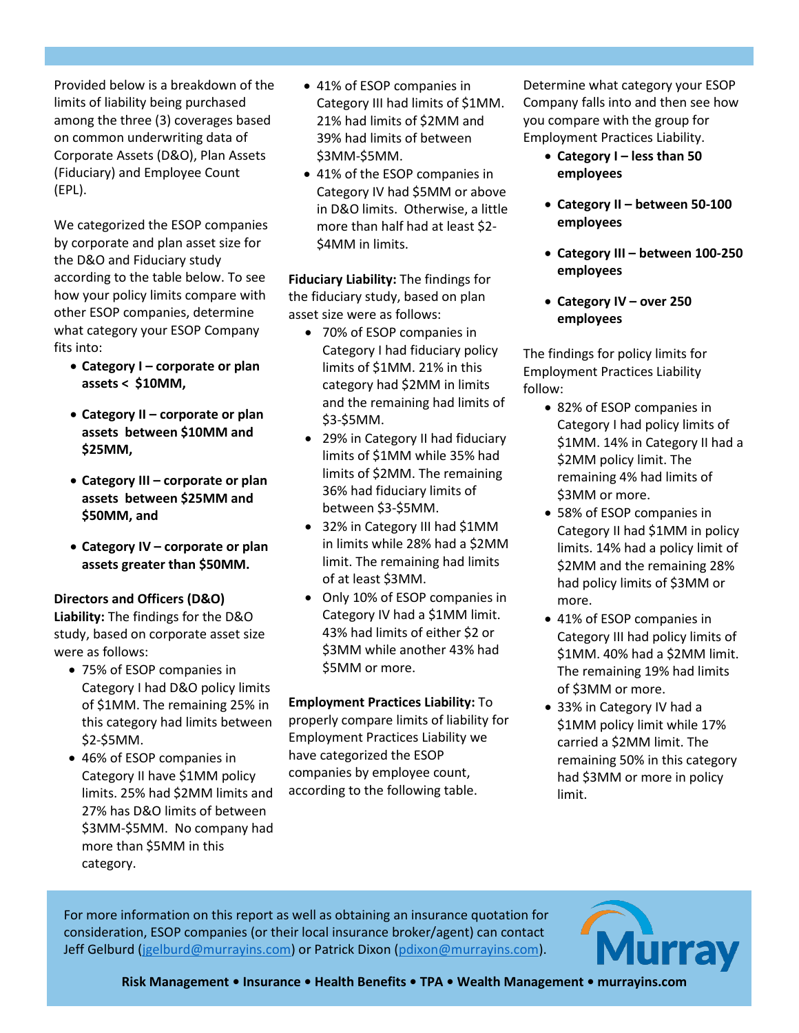Provided below is a breakdown of the limits of liability being purchased among the three (3) coverages based on common underwriting data of Corporate Assets (D&O), Plan Assets (Fiduciary) and Employee Count (EPL).

We categorized the ESOP companies by corporate and plan asset size for the D&O and Fiduciary study according to the table below. To see how your policy limits compare with other ESOP companies, determine what category your ESOP Company fits into:

- **Category I – corporate or plan assets < $10MM,**
- **Category II – corporate or plan assets between $10MM and $25MM,**
- **Category III – corporate or plan assets between $25MM and $50MM, and**
- **Category IV – corporate or plan assets greater than $50MM.**

**Directors and Officers (D&O) Liability:** The findings for the D&O study, based on corporate asset size were as follows:

- 75% of ESOP companies in Category I had D&O policy limits of $1MM. The remaining 25% in this category had limits between $2-$5MM.
- 46% of ESOP companies in Category II have $1MM policy limits. 25% had $2MM limits and 27% has D&O limits of between $3MM-$5MM. No company had more than $5MM in this category.
- 41% of ESOP companies in Category III had limits of $1MM. 21% had limits of $2MM and 39% had limits of between $3MM-$5MM.
- 41% of the ESOP companies in Category IV had $5MM or above in D&O limits. Otherwise, a little more than half had at least $2-$4MM in limits.

**Fiduciary Liability:** The findings for the fiduciary study, based on plan asset size were as follows:

- 70% of ESOP companies in Category I had fiduciary policy limits of $1MM. 21% in this category had $2MM in limits and the remaining had limits of $3-$5MM.
- 29% in Category II had fiduciary limits of $1MM while 35% had limits of $2MM. The remaining 36% had fiduciary limits of between $3-$5MM.
- 32% in Category III had $1MM in limits while 28% had a $2MM limit. The remaining had limits of at least $3MM.
- Only 10% of ESOP companies in Category IV had a $1MM limit. 43% had limits of either $2 or $3MM while another 43% had $5MM or more.

**Employment Practices Liability:** To properly compare limits of liability for Employment Practices Liability we have categorized the ESOP companies by employee count, according to the following table.

Determine what category your ESOP Company falls into and then see how you compare with the group for Employment Practices Liability.

- **Category I – less than 50 employees**
- **Category II – between 50-100 employees**
- **Category III – between 100-250 employees**
- **Category IV – over 250 employees**

The findings for policy limits for Employment Practices Liability follow:

- 82% of ESOP companies in Category I had policy limits of $1MM. 14% in Category II had a $2MM policy limit. The remaining 4% had limits of $3MM or more.
- 58% of ESOP companies in Category II had $1MM in policy limits. 14% had a policy limit of $2MM and the remaining 28% had policy limits of $3MM or more.
- 41% of ESOP companies in Category III had policy limits of $1MM. 40% had a $2MM limit. The remaining 19% had limits of $3MM or more.
- 33% in Category IV had a $1MM policy limit while 17% carried a $2MM limit. The remaining 50% in this category had $3MM or more in policy limit.

For more information on this report as well as obtaining an insurance quotation for consideration, ESOP companies (or their local insurance broker/agent) can contact Jeff Gelburd (jgelburd@murrayins.com) or Patrick Dixon (pdixon@murrayins.com).

Murray

**Risk Management • Insurance • Health Benefits • TPA • Wealth Management • murrayins.com**